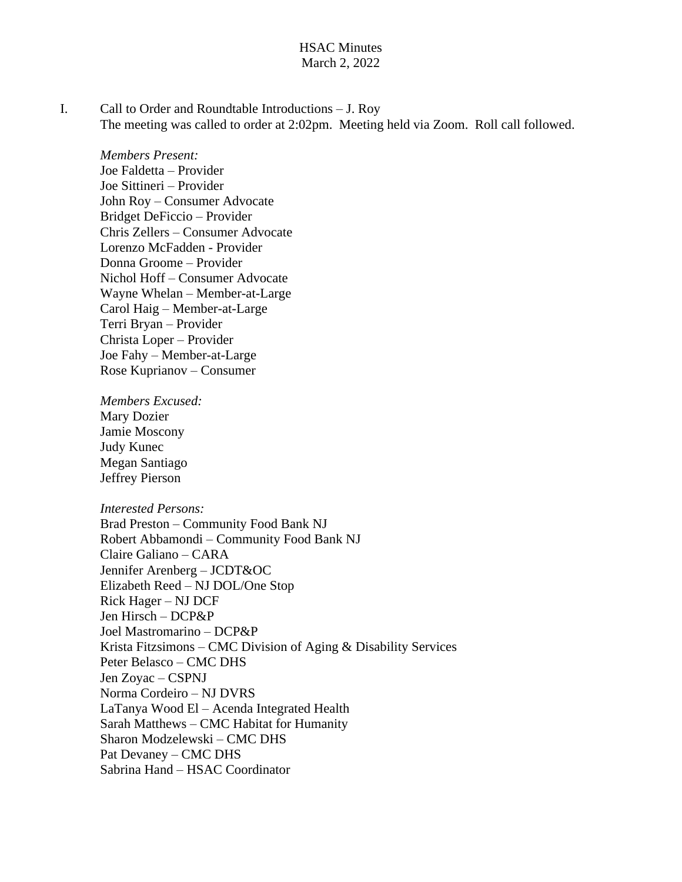# HSAC Minutes
March 2, 2022

I. Call to Order and Roundtable Introductions – J. Roy
The meeting was called to order at 2:02pm. Meeting held via Zoom. Roll call followed.

*Members Present:*
Joe Faldetta – Provider
Joe Sittineri – Provider
John Roy – Consumer Advocate
Bridget DeFiccio – Provider
Chris Zellers – Consumer Advocate
Lorenzo McFadden - Provider
Donna Groome – Provider
Nichol Hoff – Consumer Advocate
Wayne Whelan – Member-at-Large
Carol Haig – Member-at-Large
Terri Bryan – Provider
Christa Loper – Provider
Joe Fahy – Member-at-Large
Rose Kuprianov – Consumer

*Members Excused:*
Mary Dozier
Jamie Moscony
Judy Kunec
Megan Santiago
Jeffrey Pierson

*Interested Persons:*
Brad Preston – Community Food Bank NJ
Robert Abbamondi – Community Food Bank NJ
Claire Galiano – CARA
Jennifer Arenberg – JCDT&OC
Elizabeth Reed – NJ DOL/One Stop
Rick Hager – NJ DCF
Jen Hirsch – DCP&P
Joel Mastromarino – DCP&P
Krista Fitzsimons – CMC Division of Aging & Disability Services
Peter Belasco – CMC DHS
Jen Zoyac – CSPNJ
Norma Cordeiro – NJ DVRS
LaTanya Wood El – Acenda Integrated Health
Sarah Matthews – CMC Habitat for Humanity
Sharon Modzelewski – CMC DHS
Pat Devaney – CMC DHS
Sabrina Hand – HSAC Coordinator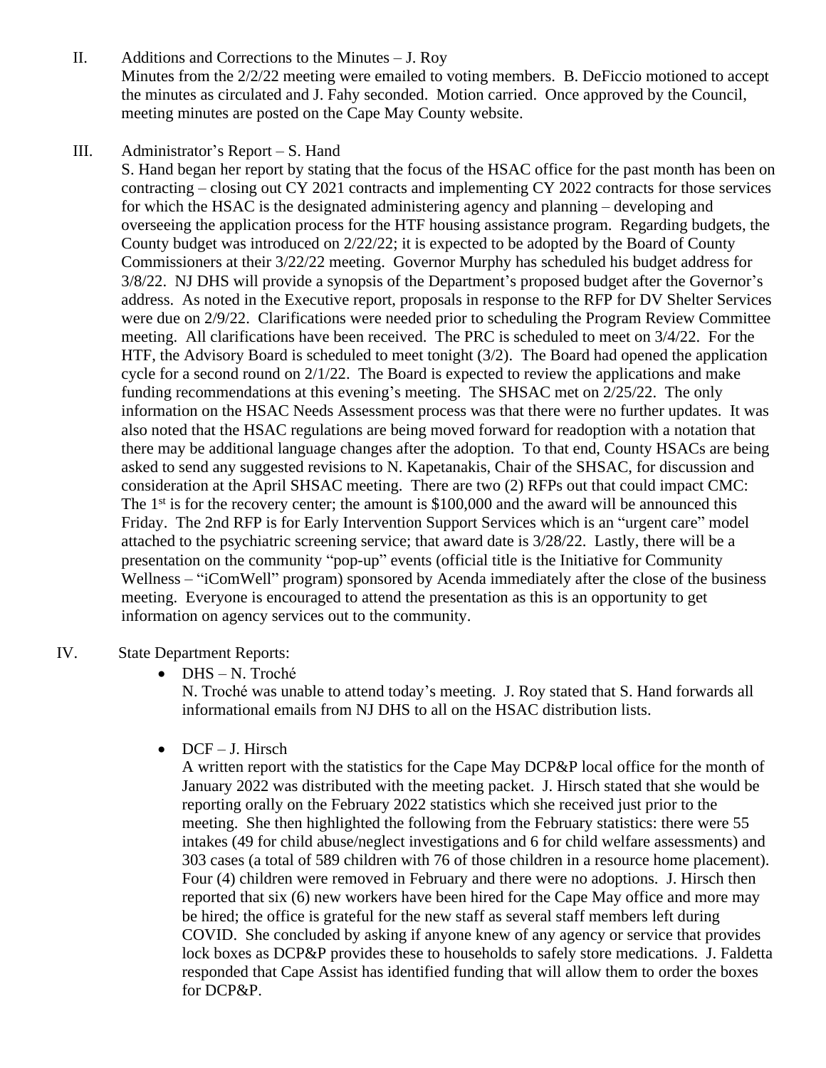II. Additions and Corrections to the Minutes – J. Roy

Minutes from the 2/2/22 meeting were emailed to voting members. B. DeFiccio motioned to accept the minutes as circulated and J. Fahy seconded. Motion carried. Once approved by the Council, meeting minutes are posted on the Cape May County website.

III. Administrator's Report – S. Hand

S. Hand began her report by stating that the focus of the HSAC office for the past month has been on contracting – closing out CY 2021 contracts and implementing CY 2022 contracts for those services for which the HSAC is the designated administering agency and planning – developing and overseeing the application process for the HTF housing assistance program. Regarding budgets, the County budget was introduced on 2/22/22; it is expected to be adopted by the Board of County Commissioners at their 3/22/22 meeting. Governor Murphy has scheduled his budget address for 3/8/22. NJ DHS will provide a synopsis of the Department's proposed budget after the Governor's address. As noted in the Executive report, proposals in response to the RFP for DV Shelter Services were due on 2/9/22. Clarifications were needed prior to scheduling the Program Review Committee meeting. All clarifications have been received. The PRC is scheduled to meet on 3/4/22. For the HTF, the Advisory Board is scheduled to meet tonight (3/2). The Board had opened the application cycle for a second round on 2/1/22. The Board is expected to review the applications and make funding recommendations at this evening's meeting. The SHSAC met on 2/25/22. The only information on the HSAC Needs Assessment process was that there were no further updates. It was also noted that the HSAC regulations are being moved forward for readoption with a notation that there may be additional language changes after the adoption. To that end, County HSACs are being asked to send any suggested revisions to N. Kapetanakis, Chair of the SHSAC, for discussion and consideration at the April SHSAC meeting. There are two (2) RFPs out that could impact CMC: The 1st is for the recovery center; the amount is $100,000 and the award will be announced this Friday. The 2nd RFP is for Early Intervention Support Services which is an "urgent care" model attached to the psychiatric screening service; that award date is 3/28/22. Lastly, there will be a presentation on the community "pop-up" events (official title is the Initiative for Community Wellness – "iComWell" program) sponsored by Acenda immediately after the close of the business meeting. Everyone is encouraged to attend the presentation as this is an opportunity to get information on agency services out to the community.

IV. State Department Reports:

- DHS – N. Troché

  N. Troché was unable to attend today's meeting. J. Roy stated that S. Hand forwards all informational emails from NJ DHS to all on the HSAC distribution lists.

- DCF – J. Hirsch

  A written report with the statistics for the Cape May DCP&P local office for the month of January 2022 was distributed with the meeting packet. J. Hirsch stated that she would be reporting orally on the February 2022 statistics which she received just prior to the meeting. She then highlighted the following from the February statistics: there were 55 intakes (49 for child abuse/neglect investigations and 6 for child welfare assessments) and 303 cases (a total of 589 children with 76 of those children in a resource home placement). Four (4) children were removed in February and there were no adoptions. J. Hirsch then reported that six (6) new workers have been hired for the Cape May office and more may be hired; the office is grateful for the new staff as several staff members left during COVID. She concluded by asking if anyone knew of any agency or service that provides lock boxes as DCP&P provides these to households to safely store medications. J. Faldetta responded that Cape Assist has identified funding that will allow them to order the boxes for DCP&P.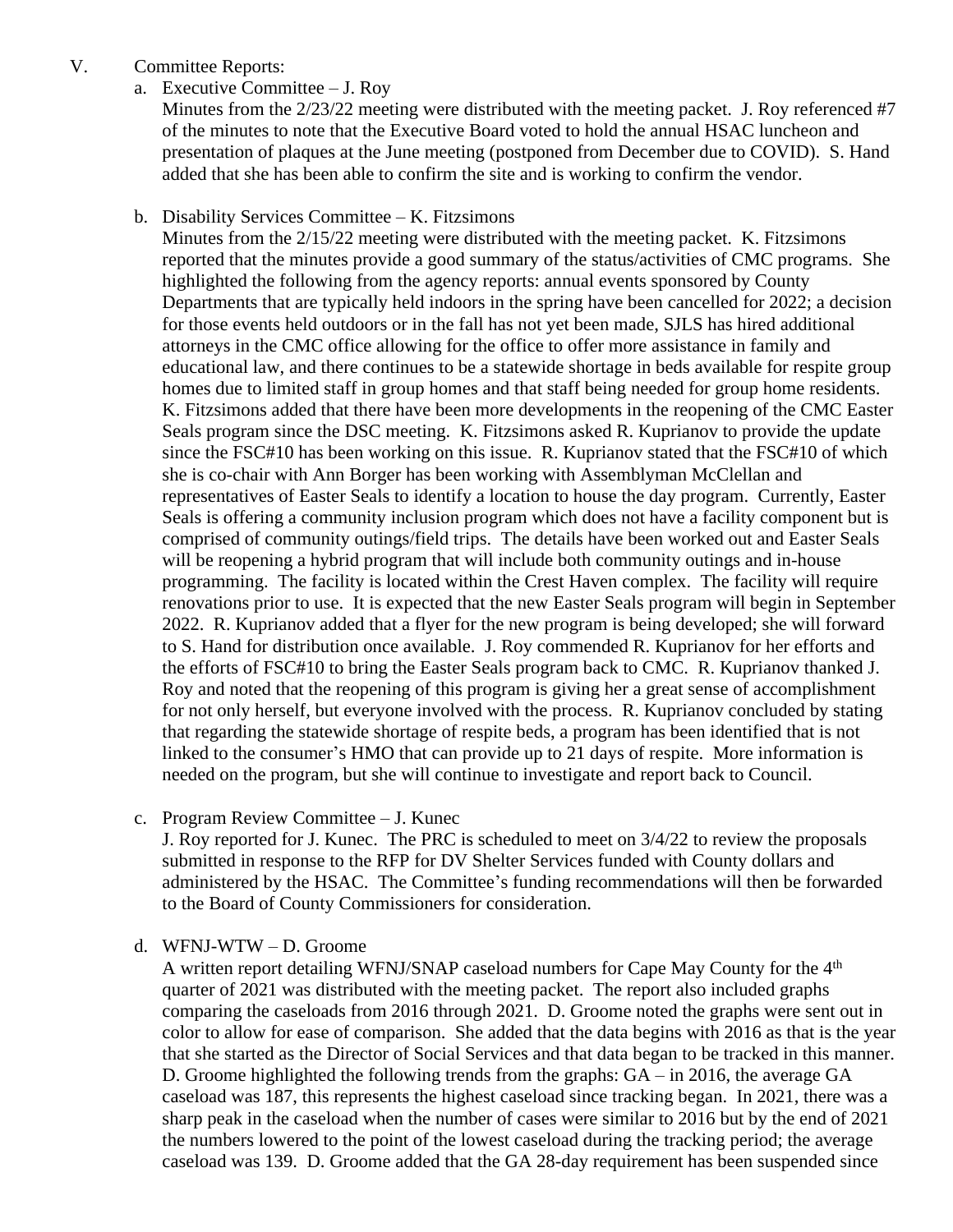V. Committee Reports:

a. Executive Committee – J. Roy

Minutes from the 2/23/22 meeting were distributed with the meeting packet. J. Roy referenced #7 of the minutes to note that the Executive Board voted to hold the annual HSAC luncheon and presentation of plaques at the June meeting (postponed from December due to COVID). S. Hand added that she has been able to confirm the site and is working to confirm the vendor.

b. Disability Services Committee – K. Fitzsimons

Minutes from the 2/15/22 meeting were distributed with the meeting packet. K. Fitzsimons reported that the minutes provide a good summary of the status/activities of CMC programs. She highlighted the following from the agency reports: annual events sponsored by County Departments that are typically held indoors in the spring have been cancelled for 2022; a decision for those events held outdoors or in the fall has not yet been made, SJLS has hired additional attorneys in the CMC office allowing for the office to offer more assistance in family and educational law, and there continues to be a statewide shortage in beds available for respite group homes due to limited staff in group homes and that staff being needed for group home residents. K. Fitzsimons added that there have been more developments in the reopening of the CMC Easter Seals program since the DSC meeting. K. Fitzsimons asked R. Kuprianov to provide the update since the FSC#10 has been working on this issue. R. Kuprianov stated that the FSC#10 of which she is co-chair with Ann Borger has been working with Assemblyman McClellan and representatives of Easter Seals to identify a location to house the day program. Currently, Easter Seals is offering a community inclusion program which does not have a facility component but is comprised of community outings/field trips. The details have been worked out and Easter Seals will be reopening a hybrid program that will include both community outings and in-house programming. The facility is located within the Crest Haven complex. The facility will require renovations prior to use. It is expected that the new Easter Seals program will begin in September 2022. R. Kuprianov added that a flyer for the new program is being developed; she will forward to S. Hand for distribution once available. J. Roy commended R. Kuprianov for her efforts and the efforts of FSC#10 to bring the Easter Seals program back to CMC. R. Kuprianov thanked J. Roy and noted that the reopening of this program is giving her a great sense of accomplishment for not only herself, but everyone involved with the process. R. Kuprianov concluded by stating that regarding the statewide shortage of respite beds, a program has been identified that is not linked to the consumer's HMO that can provide up to 21 days of respite. More information is needed on the program, but she will continue to investigate and report back to Council.

c. Program Review Committee – J. Kunec

J. Roy reported for J. Kunec. The PRC is scheduled to meet on 3/4/22 to review the proposals submitted in response to the RFP for DV Shelter Services funded with County dollars and administered by the HSAC. The Committee's funding recommendations will then be forwarded to the Board of County Commissioners for consideration.

d. WFNJ-WTW – D. Groome

A written report detailing WFNJ/SNAP caseload numbers for Cape May County for the 4th quarter of 2021 was distributed with the meeting packet. The report also included graphs comparing the caseloads from 2016 through 2021. D. Groome noted the graphs were sent out in color to allow for ease of comparison. She added that the data begins with 2016 as that is the year that she started as the Director of Social Services and that data began to be tracked in this manner. D. Groome highlighted the following trends from the graphs: GA – in 2016, the average GA caseload was 187, this represents the highest caseload since tracking began. In 2021, there was a sharp peak in the caseload when the number of cases were similar to 2016 but by the end of 2021 the numbers lowered to the point of the lowest caseload during the tracking period; the average caseload was 139. D. Groome added that the GA 28-day requirement has been suspended since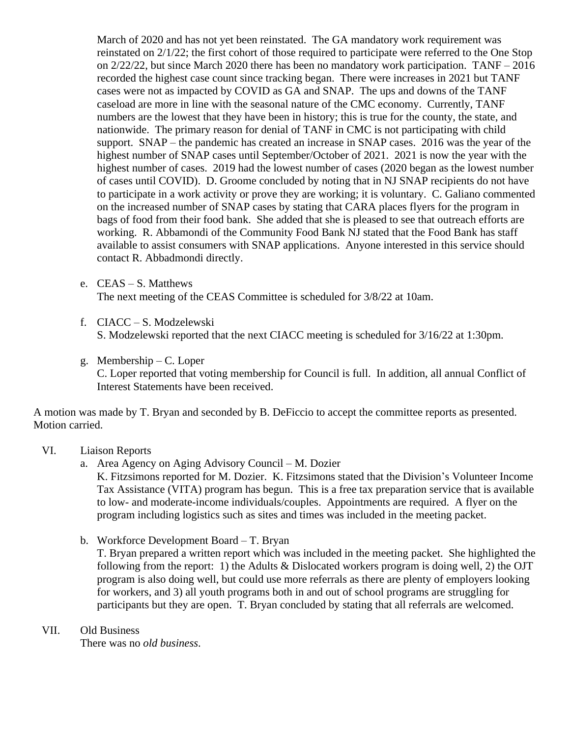March of 2020 and has not yet been reinstated. The GA mandatory work requirement was reinstated on 2/1/22; the first cohort of those required to participate were referred to the One Stop on 2/22/22, but since March 2020 there has been no mandatory work participation. TANF – 2016 recorded the highest case count since tracking began. There were increases in 2021 but TANF cases were not as impacted by COVID as GA and SNAP. The ups and downs of the TANF caseload are more in line with the seasonal nature of the CMC economy. Currently, TANF numbers are the lowest that they have been in history; this is true for the county, the state, and nationwide. The primary reason for denial of TANF in CMC is not participating with child support. SNAP – the pandemic has created an increase in SNAP cases. 2016 was the year of the highest number of SNAP cases until September/October of 2021. 2021 is now the year with the highest number of cases. 2019 had the lowest number of cases (2020 began as the lowest number of cases until COVID). D. Groome concluded by noting that in NJ SNAP recipients do not have to participate in a work activity or prove they are working; it is voluntary. C. Galiano commented on the increased number of SNAP cases by stating that CARA places flyers for the program in bags of food from their food bank. She added that she is pleased to see that outreach efforts are working. R. Abbamondi of the Community Food Bank NJ stated that the Food Bank has staff available to assist consumers with SNAP applications. Anyone interested in this service should contact R. Abbadmondi directly.

e. CEAS – S. Matthews
   The next meeting of the CEAS Committee is scheduled for 3/8/22 at 10am.

f. CIACC – S. Modzelewski
   S. Modzelewski reported that the next CIACC meeting is scheduled for 3/16/22 at 1:30pm.

g. Membership – C. Loper
   C. Loper reported that voting membership for Council is full. In addition, all annual Conflict of Interest Statements have been received.

A motion was made by T. Bryan and seconded by B. DeFiccio to accept the committee reports as presented. Motion carried.

VI. Liaison Reports

a. Area Agency on Aging Advisory Council – M. Dozier
   K. Fitzsimons reported for M. Dozier. K. Fitzsimons stated that the Division's Volunteer Income Tax Assistance (VITA) program has begun. This is a free tax preparation service that is available to low- and moderate-income individuals/couples. Appointments are required. A flyer on the program including logistics such as sites and times was included in the meeting packet.

b. Workforce Development Board – T. Bryan
   T. Bryan prepared a written report which was included in the meeting packet. She highlighted the following from the report: 1) the Adults & Dislocated workers program is doing well, 2) the OJT program is also doing well, but could use more referrals as there are plenty of employers looking for workers, and 3) all youth programs both in and out of school programs are struggling for participants but they are open. T. Bryan concluded by stating that all referrals are welcomed.

VII. Old Business
   There was no *old business*.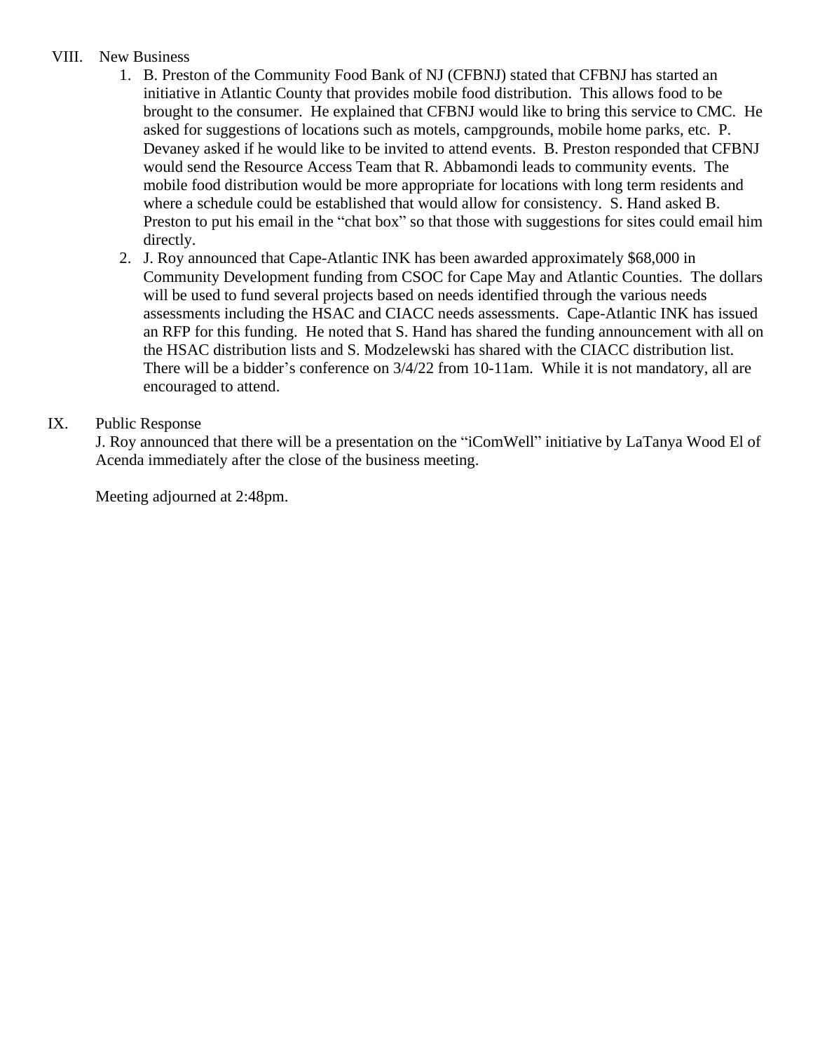VIII. New Business

1. B. Preston of the Community Food Bank of NJ (CFBNJ) stated that CFBNJ has started an initiative in Atlantic County that provides mobile food distribution. This allows food to be brought to the consumer. He explained that CFBNJ would like to bring this service to CMC. He asked for suggestions of locations such as motels, campgrounds, mobile home parks, etc. P. Devaney asked if he would like to be invited to attend events. B. Preston responded that CFBNJ would send the Resource Access Team that R. Abbamondi leads to community events. The mobile food distribution would be more appropriate for locations with long term residents and where a schedule could be established that would allow for consistency. S. Hand asked B. Preston to put his email in the "chat box" so that those with suggestions for sites could email him directly.
2. J. Roy announced that Cape-Atlantic INK has been awarded approximately $68,000 in Community Development funding from CSOC for Cape May and Atlantic Counties. The dollars will be used to fund several projects based on needs identified through the various needs assessments including the HSAC and CIACC needs assessments. Cape-Atlantic INK has issued an RFP for this funding. He noted that S. Hand has shared the funding announcement with all on the HSAC distribution lists and S. Modzelewski has shared with the CIACC distribution list. There will be a bidder's conference on 3/4/22 from 10-11am. While it is not mandatory, all are encouraged to attend.

IX. Public Response

J. Roy announced that there will be a presentation on the "iComWell" initiative by LaTanya Wood El of Acenda immediately after the close of the business meeting.

Meeting adjourned at 2:48pm.